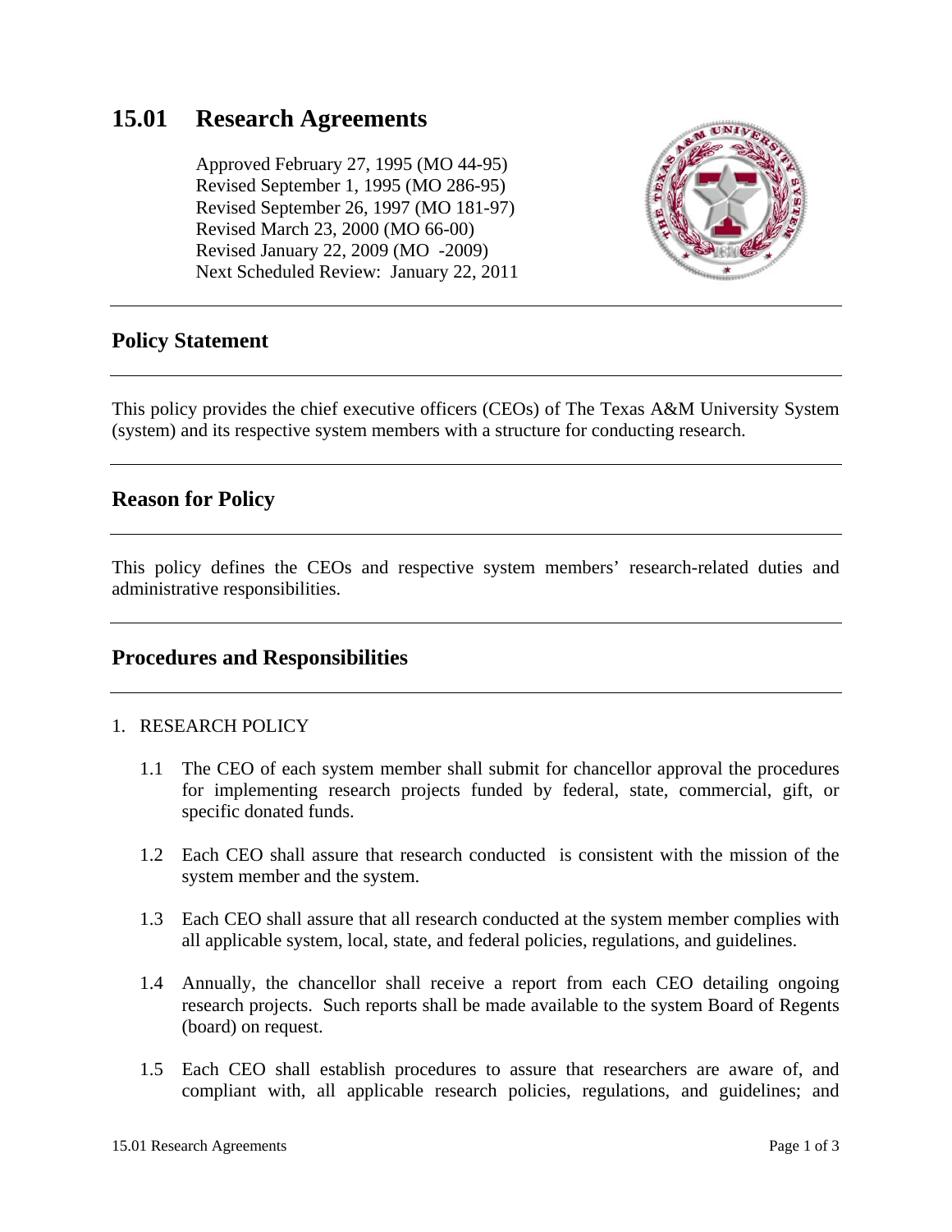# 15.01 Research Agreements

Approved February 27, 1995 (MO 44-95)
Revised September 1, 1995 (MO 286-95)
Revised September 26, 1997 (MO 181-97)
Revised March 23, 2000 (MO 66-00)
Revised January 22, 2009 (MO -2009)
Next Scheduled Review: January 22, 2011

## Policy Statement

This policy provides the chief executive officers (CEOs) of The Texas A&M University System (system) and its respective system members with a structure for conducting research.

## Reason for Policy

This policy defines the CEOs and respective system members' research-related duties and administrative responsibilities.

## Procedures and Responsibilities

1. RESEARCH POLICY

   1.1 The CEO of each system member shall submit for chancellor approval the procedures for implementing research projects funded by federal, state, commercial, gift, or specific donated funds.

   1.2 Each CEO shall assure that research conducted is consistent with the mission of the system member and the system.

   1.3 Each CEO shall assure that all research conducted at the system member complies with all applicable system, local, state, and federal policies, regulations, and guidelines.

   1.4 Annually, the chancellor shall receive a report from each CEO detailing ongoing research projects. Such reports shall be made available to the system Board of Regents (board) on request.

   1.5 Each CEO shall establish procedures to assure that researchers are aware of, and compliant with, all applicable research policies, regulations, and guidelines; and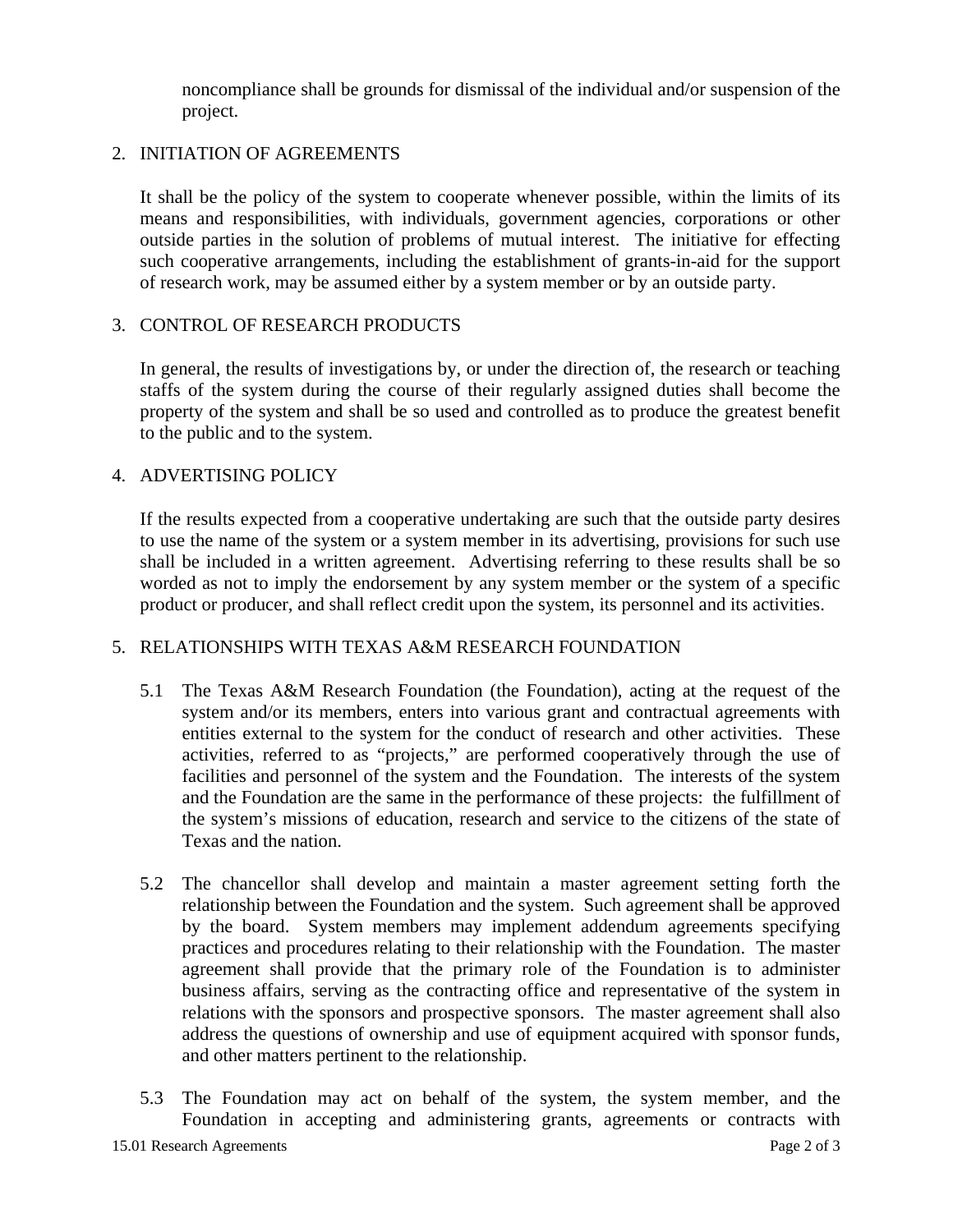noncompliance shall be grounds for dismissal of the individual and/or suspension of the project.

## 2. INITIATION OF AGREEMENTS

It shall be the policy of the system to cooperate whenever possible, within the limits of its means and responsibilities, with individuals, government agencies, corporations or other outside parties in the solution of problems of mutual interest. The initiative for effecting such cooperative arrangements, including the establishment of grants-in-aid for the support of research work, may be assumed either by a system member or by an outside party.

## 3. CONTROL OF RESEARCH PRODUCTS

In general, the results of investigations by, or under the direction of, the research or teaching staffs of the system during the course of their regularly assigned duties shall become the property of the system and shall be so used and controlled as to produce the greatest benefit to the public and to the system.

## 4. ADVERTISING POLICY

If the results expected from a cooperative undertaking are such that the outside party desires to use the name of the system or a system member in its advertising, provisions for such use shall be included in a written agreement. Advertising referring to these results shall be so worded as not to imply the endorsement by any system member or the system of a specific product or producer, and shall reflect credit upon the system, its personnel and its activities.

## 5. RELATIONSHIPS WITH TEXAS A&M RESEARCH FOUNDATION

5.1 The Texas A&M Research Foundation (the Foundation), acting at the request of the system and/or its members, enters into various grant and contractual agreements with entities external to the system for the conduct of research and other activities. These activities, referred to as "projects," are performed cooperatively through the use of facilities and personnel of the system and the Foundation. The interests of the system and the Foundation are the same in the performance of these projects: the fulfillment of the system's missions of education, research and service to the citizens of the state of Texas and the nation.

5.2 The chancellor shall develop and maintain a master agreement setting forth the relationship between the Foundation and the system. Such agreement shall be approved by the board. System members may implement addendum agreements specifying practices and procedures relating to their relationship with the Foundation. The master agreement shall provide that the primary role of the Foundation is to administer business affairs, serving as the contracting office and representative of the system in relations with the sponsors and prospective sponsors. The master agreement shall also address the questions of ownership and use of equipment acquired with sponsor funds, and other matters pertinent to the relationship.

5.3 The Foundation may act on behalf of the system, the system member, and the Foundation in accepting and administering grants, agreements or contracts with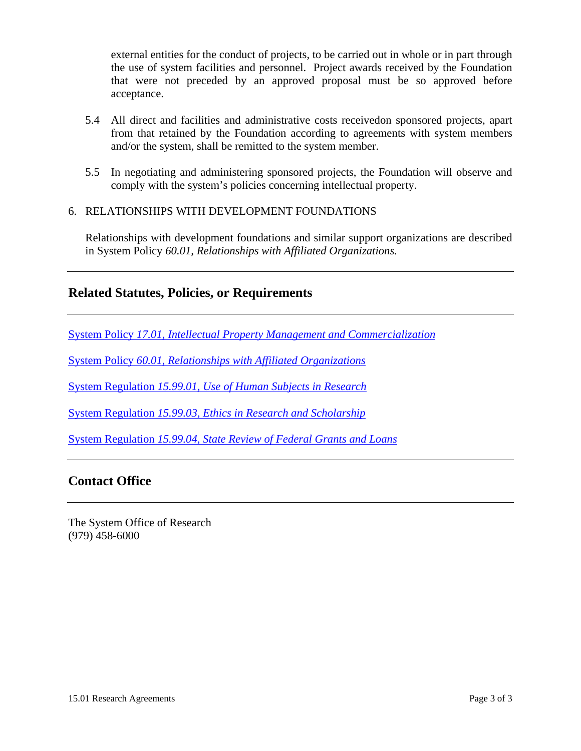external entities for the conduct of projects, to be carried out in whole or in part through the use of system facilities and personnel. Project awards received by the Foundation that were not preceded by an approved proposal must be so approved before acceptance.

5.4 All direct and facilities and administrative costs receivedon sponsored projects, apart from that retained by the Foundation according to agreements with system members and/or the system, shall be remitted to the system member.

5.5 In negotiating and administering sponsored projects, the Foundation will observe and comply with the system's policies concerning intellectual property.

6. RELATIONSHIPS WITH DEVELOPMENT FOUNDATIONS

Relationships with development foundations and similar support organizations are described in System Policy *60.01, Relationships with Affiliated Organizations.*

## Related Statutes, Policies, or Requirements

System Policy *17.01, Intellectual Property Management and Commercialization*

System Policy *60.01, Relationships with Affiliated Organizations*

System Regulation *15.99.01, Use of Human Subjects in Research*

System Regulation *15.99.03, Ethics in Research and Scholarship*

System Regulation *15.99.04, State Review of Federal Grants and Loans*

## Contact Office

The System Office of Research
(979) 458-6000